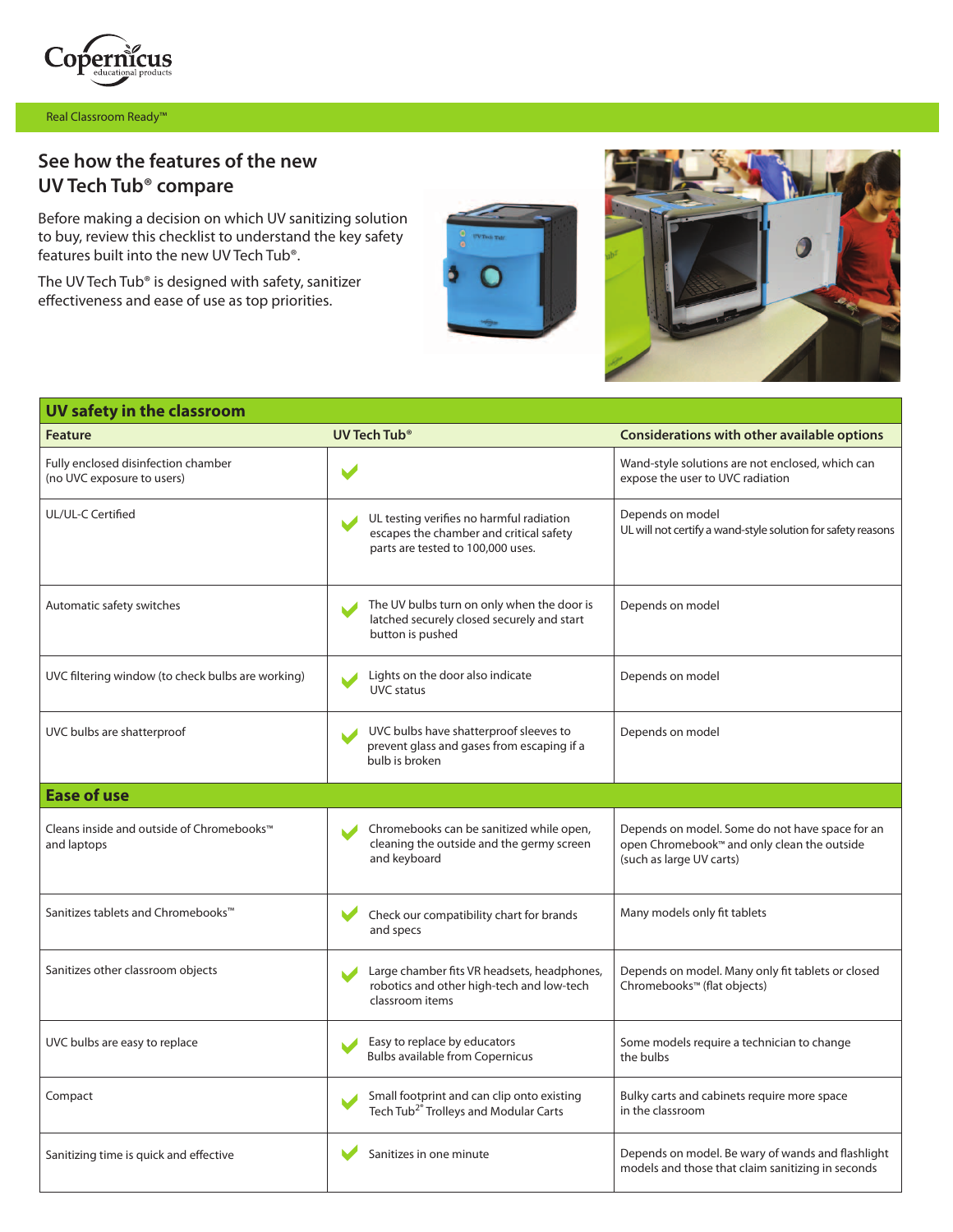Real Classroom Ready™

## See how the features of the new UV Tech Tub® compare

Before making a decision on which UV sanitizing solution to buy, review this checklist to understand the key safety features built into the new UV Tech Tub®.

The UV Tech Tub® is designed with safety, sanitizer effectiveness and ease of use as top priorities.

| **UV safety in the classroom** | | |
|---|---|---|
| **Feature** | **UV Tech Tub®** | **Considerations with other available options** |
| Fully enclosed disinfection chamber (no UVC exposure to users) | ✔ | Wand-style solutions are not enclosed, which can expose the user to UVC radiation |
| UL/UL-C Certified | ✔ UL testing verifies no harmful radiation escapes the chamber and critical safety parts are tested to 100,000 uses. | Depends on model<br>UL will not certify a wand-style solution for safety reasons |
| Automatic safety switches | ✔ The UV bulbs turn on only when the door is latched securely closed securely and start button is pushed | Depends on model |
| UVC filtering window (to check bulbs are working) | ✔ Lights on the door also indicate UVC status | Depends on model |
| UVC bulbs are shatterproof | ✔ UVC bulbs have shatterproof sleeves to prevent glass and gases from escaping if a bulb is broken | Depends on model |
| **Ease of use** | | |
| Cleans inside and outside of Chromebooks™ and laptops | ✔ Chromebooks can be sanitized while open, cleaning the outside and the germy screen and keyboard | Depends on model. Some do not have space for an open Chromebook™ and only clean the outside (such as large UV carts) |
| Sanitizes tablets and Chromebooks™ | ✔ Check our compatibility chart for brands and specs | Many models only fit tablets |
| Sanitizes other classroom objects | ✔ Large chamber fits VR headsets, headphones, robotics and other high-tech and low-tech classroom items | Depends on model. Many only fit tablets or closed Chromebooks™ (flat objects) |
| UVC bulbs are easy to replace | ✔ Easy to replace by educators<br>Bulbs available from Copernicus | Some models require a technician to change the bulbs |
| Compact | ✔ Small footprint and can clip onto existing Tech Tub2® Trolleys and Modular Carts | Bulky carts and cabinets require more space in the classroom |
| Sanitizing time is quick and effective | ✔ Sanitizes in one minute | Depends on model. Be wary of wands and flashlight models and those that claim sanitizing in seconds |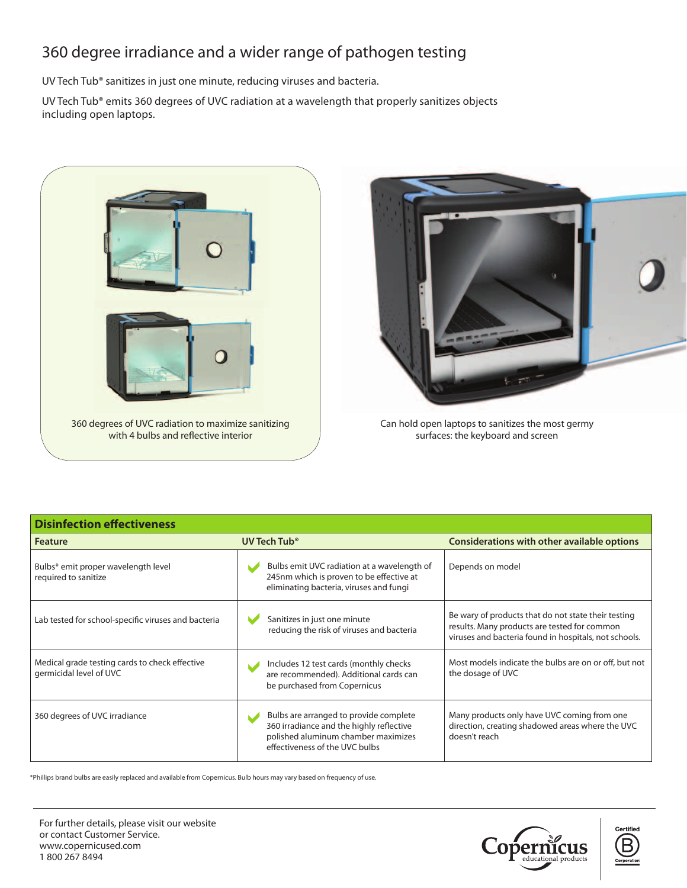# 360 degree irradiance and a wider range of pathogen testing

UV Tech Tub® sanitizes in just one minute, reducing viruses and bacteria.

UV Tech Tub® emits 360 degrees of UVC radiation at a wavelength that properly sanitizes objects including open laptops.

360 degrees of UVC radiation to maximize sanitizing with 4 bulbs and reflective interior

Can hold open laptops to sanitizes the most germy surfaces: the keyboard and screen

**Disinfection effectiveness**

| Feature | UV Tech Tub® | Considerations with other available options |
|---|---|---|
| Bulbs* emit proper wavelength level required to sanitize | ✔ Bulbs emit UVC radiation at a wavelength of 245nm which is proven to be effective at eliminating bacteria, viruses and fungi | Depends on model |
| Lab tested for school-specific viruses and bacteria | ✔ Sanitizes in just one minute reducing the risk of viruses and bacteria | Be wary of products that do not state their testing results. Many products are tested for common viruses and bacteria found in hospitals, not schools. |
| Medical grade testing cards to check effective germicidal level of UVC | ✔ Includes 12 test cards (monthly checks are recommended). Additional cards can be purchased from Copernicus | Most models indicate the bulbs are on or off, but not the dosage of UVC |
| 360 degrees of UVC irradiance | ✔ Bulbs are arranged to provide complete 360 irradiance and the highly reflective polished aluminum chamber maximizes effectiveness of the UVC bulbs | Many products only have UVC coming from one direction, creating shadowed areas where the UVC doesn't reach |

*Phillips brand bulbs are easily replaced and available from Copernicus. Bulb hours may vary based on frequency of use.

For further details, please visit our website
or contact Customer Service.
www.copernicused.com
1 800 267 8494

Copernicus educational products

Certified B Corporation